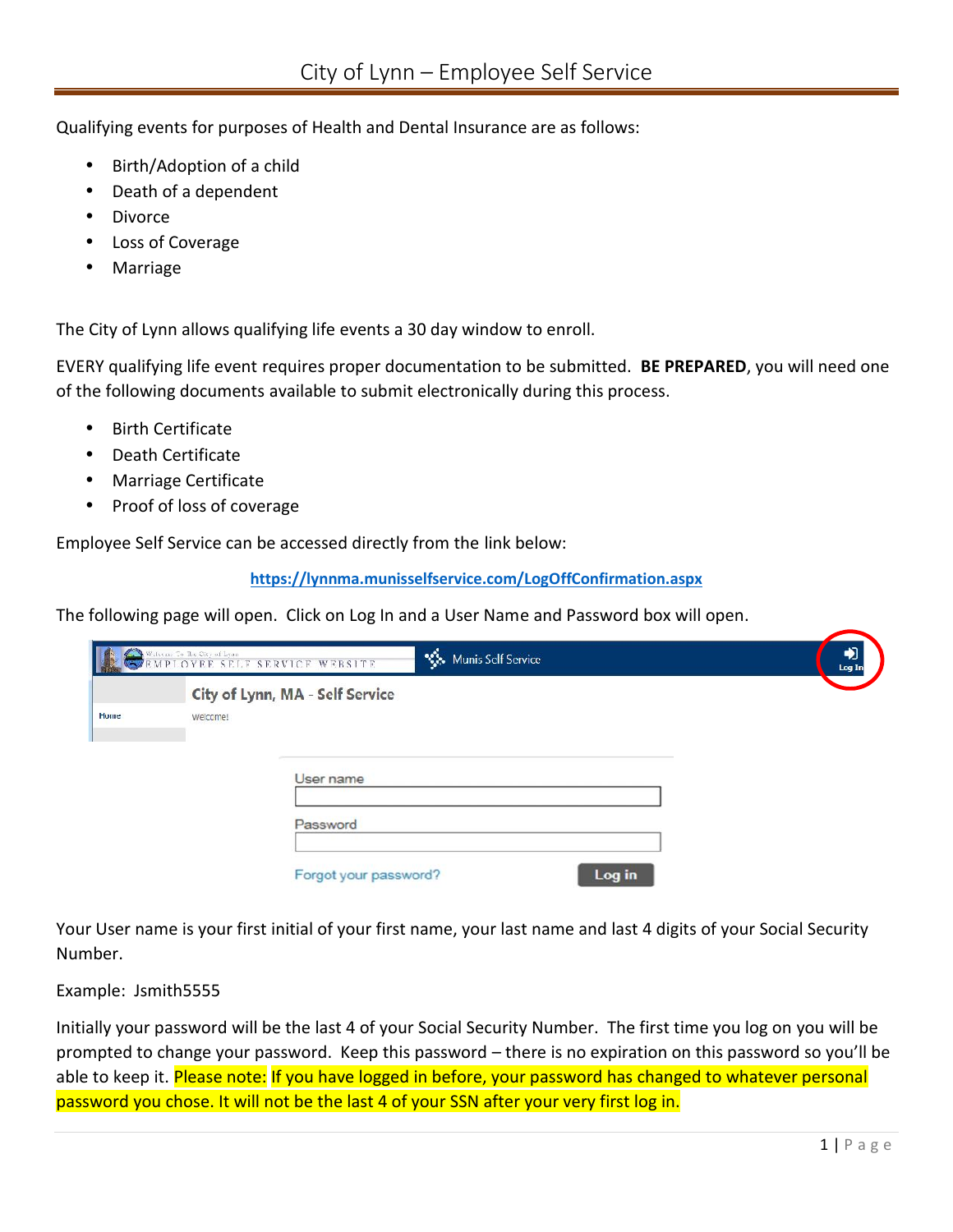# City of Lynn – Employee Self Service

Qualifying events for purposes of Health and Dental Insurance are as follows:

- Birth/Adoption of a child
- Death of a dependent
- Divorce
- Loss of Coverage
- Marriage

The City of Lynn allows qualifying life events a 30 day window to enroll.

EVERY qualifying life event requires proper documentation to be submitted. **BE PREPARED**, you will need one of the following documents available to submit electronically during this process.

- Birth Certificate
- Death Certificate
- Marriage Certificate
- Proof of loss of coverage

Employee Self Service can be accessed directly from the link below:

**https://lynnma.munisselfservice.com/LogOffConfirmation.aspx**

The following page will open. Click on Log In and a User Name and Password box will open.

Your User name is your first initial of your first name, your last name and last 4 digits of your Social Security Number.

Example: Jsmith5555

Initially your password will be the last 4 of your Social Security Number. The first time you log on you will be prompted to change your password. Keep this password – there is no expiration on this password so you'll be able to keep it. Please note: If you have logged in before, your password has changed to whatever personal password you chose. It will not be the last 4 of your SSN after your very first log in.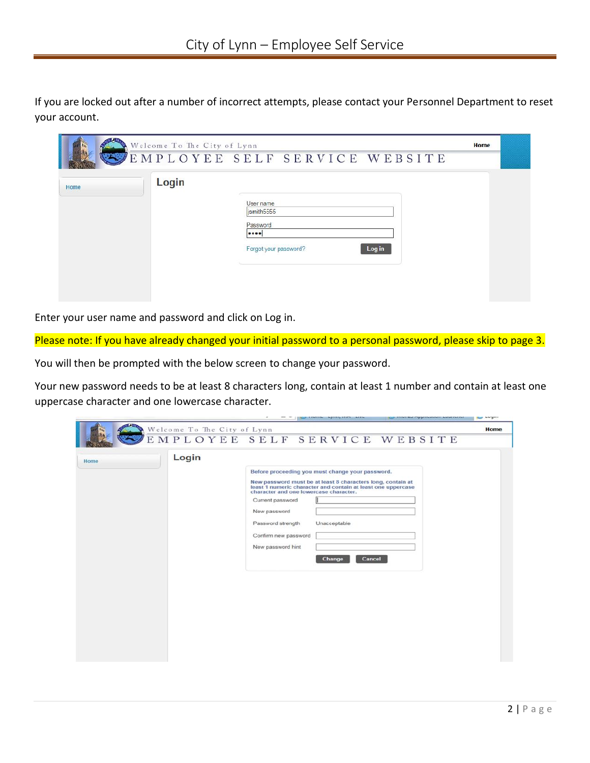If you are locked out after a number of incorrect attempts, please contact your Personnel Department to reset your account.

Enter your user name and password and click on Log in.

Please note: If you have already changed your initial password to a personal password, please skip to page 3.

You will then be prompted with the below screen to change your password.

Your new password needs to be at least 8 characters long, contain at least 1 number and contain at least one uppercase character and one lowercase character.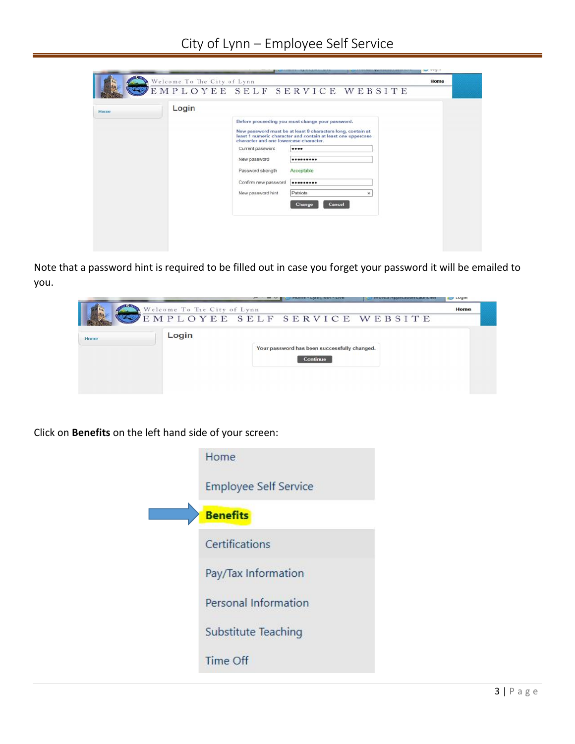Note that a password hint is required to be filled out in case you forget your password it will be emailed to you.

Click on **Benefits** on the left hand side of your screen: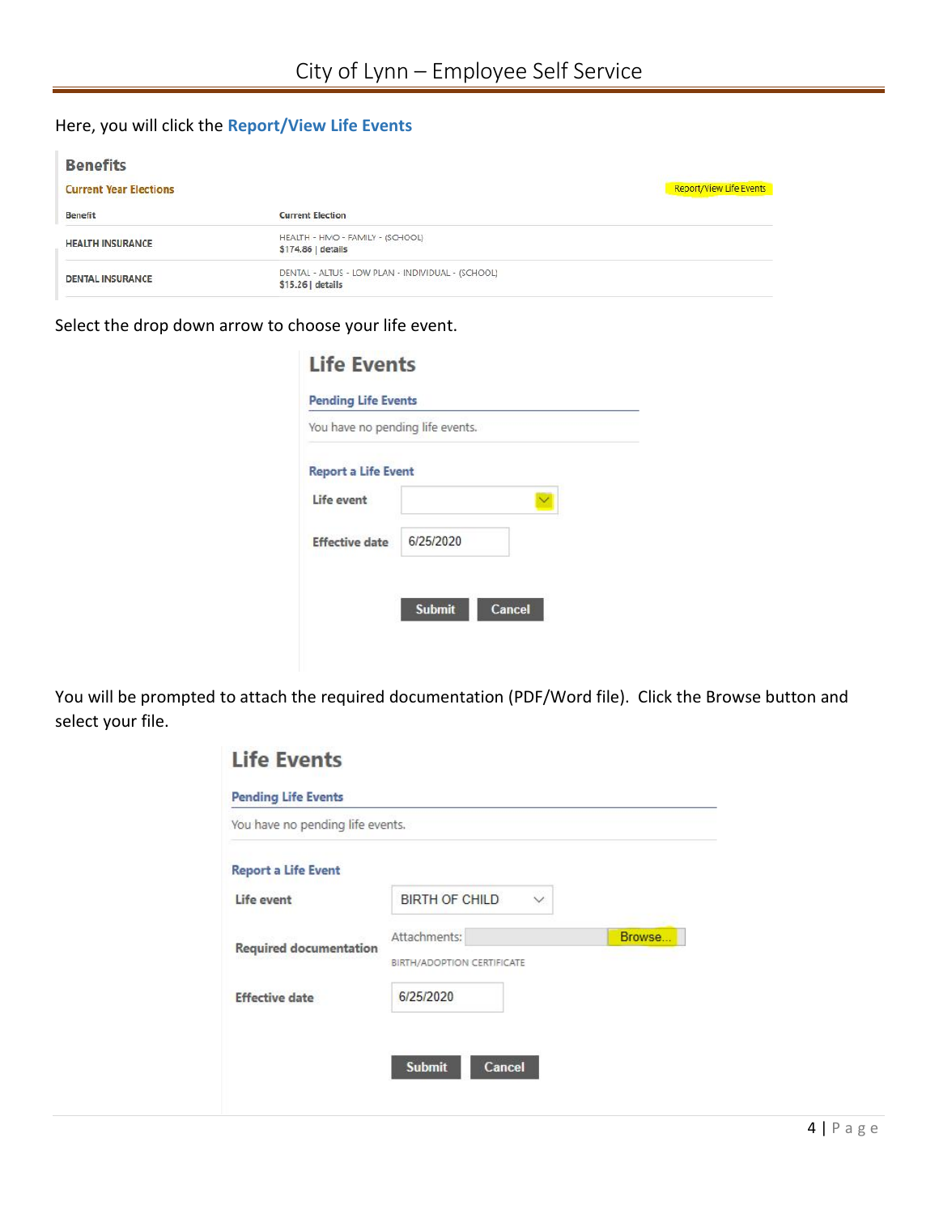Here, you will click the **Report/View Life Events**

**Benefits**

Current Year Elections

Report/View Life Events

| Benefit | Current Election |
| --- | --- |
| HEALTH INSURANCE | HEALTH - HMO - FAMILY - (SCHOOL) $174.86 \| details |
| DENTAL INSURANCE | DENTAL - ALTUS - LOW PLAN - INDIVIDUAL - (SCHOOL) $15.26 \| details |

Select the drop down arrow to choose your life event.

**Life Events**

Pending Life Events

You have no pending life events.

Report a Life Event

Life event

Effective date 6/25/2020

Submit Cancel

You will be prompted to attach the required documentation (PDF/Word file). Click the Browse button and select your file.

**Life Events**

Pending Life Events

You have no pending life events.

Report a Life Event

Life event BIRTH OF CHILD

Required documentation Attachments: Browse...

BIRTH/ADOPTION CERTIFICATE

Effective date 6/25/2020

Submit Cancel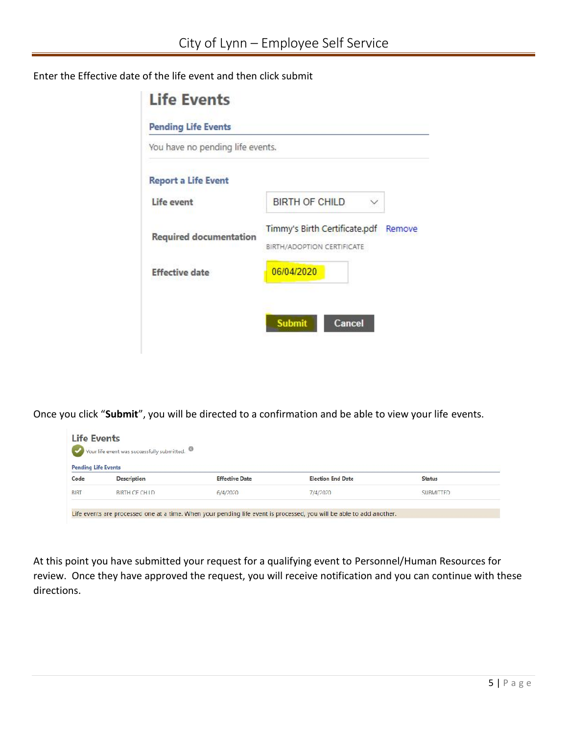Enter the Effective date of the life event and then click submit

## Life Events

### Pending Life Events

You have no pending life events.

### Report a Life Event

| | |
|---|---|
| Life event | BIRTH OF CHILD |
| Required documentation | Timmy's Birth Certificate.pdf Remove<br>BIRTH/ADOPTION CERTIFICATE |
| Effective date | 06/04/2020 |

Submit Cancel

Once you click "**Submit**", you will be directed to a confirmation and be able to view your life events.

## Life Events

Your life event was successfully submitted.

### Pending Life Events

| Code | Description | Effective Date | Election End Date | Status |
|---|---|---|---|---|
| BIRT | BIRTH OF CHILD | 6/4/2020 | 7/4/2020 | SUBMITTED |

Life events are processed one at a time. When your pending life event is processed, you will be able to add another.

At this point you have submitted your request for a qualifying event to Personnel/Human Resources for review. Once they have approved the request, you will receive notification and you can continue with these directions.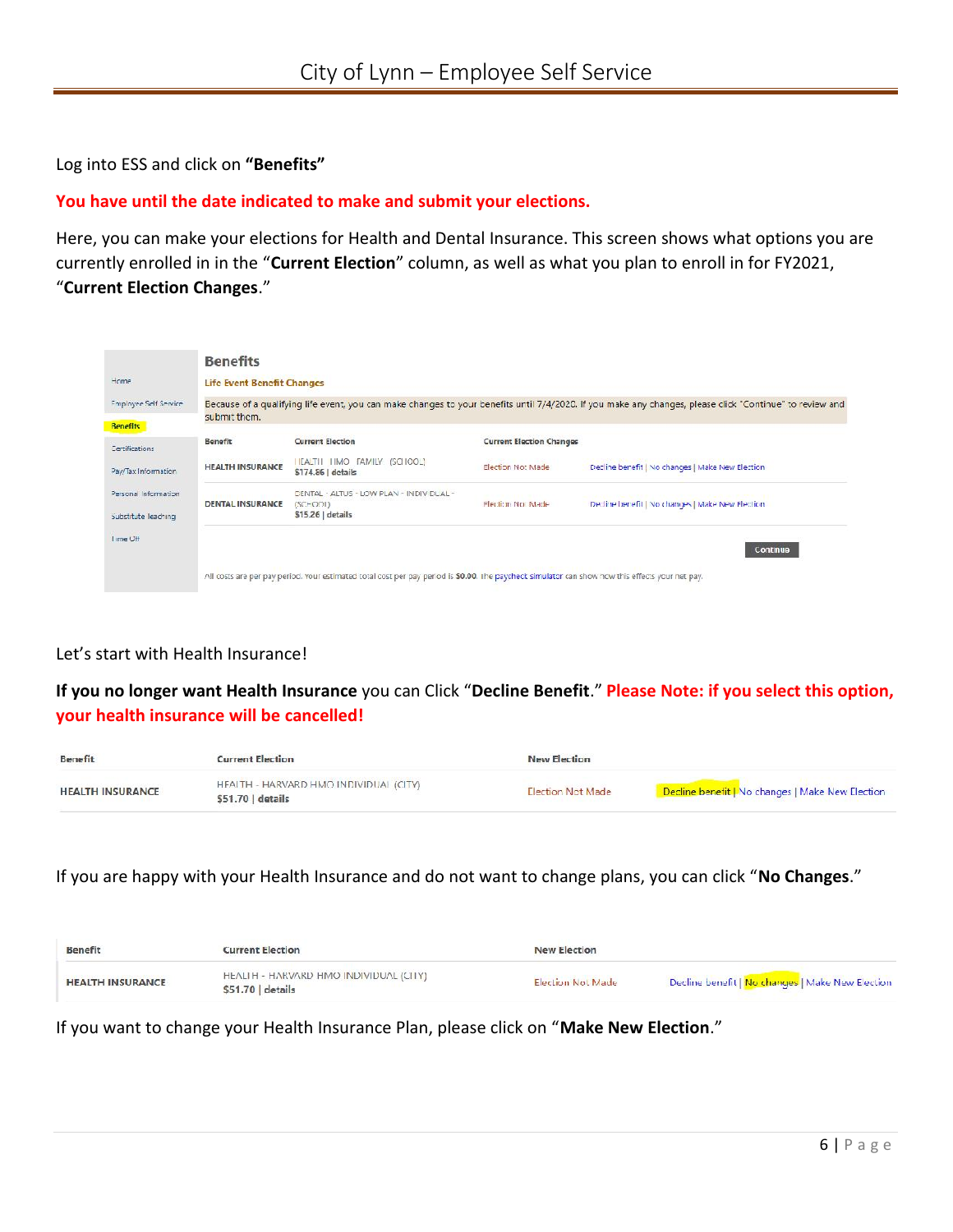Log into ESS and click on **"Benefits"**

**You have until the date indicated to make and submit your elections.**

Here, you can make your elections for Health and Dental Insurance. This screen shows what options you are currently enrolled in in the "**Current Election**" column, as well as what you plan to enroll in for FY2021, "**Current Election Changes**."

**Benefits**

**Life Event Benefit Changes**

Because of a qualifying life event, you can make changes to your benefits until 7/4/2020. If you make any changes, please click "Continue" to review and submit them.

| Benefit | Current Election | Current Election Changes | |
|---|---|---|---|
| HEALTH INSURANCE | HEALTH - HMO - FAMILY - (SCHOOL) $174.86 \| details | Election Not Made | Decline benefit \| No changes \| Make New Election |
| DENTAL INSURANCE | DENTAL - ALTUS - LOW PLAN - INDIVIDUAL - (SCHOOL) $15.26 \| details | Election Not Made | Decline benefit \| No changes \| Make New Election |

Continue

All costs are per pay period. Your estimated total cost per pay period is **$0.00**. The paycheck simulator can show how this effects your net pay.

Let's start with Health Insurance!

**If you no longer want Health Insurance** you can Click "**Decline Benefit**." **Please Note: if you select this option, your health insurance will be cancelled!**

| Benefit | Current Election | New Election | |
|---|---|---|---|
| HEALTH INSURANCE | HEALTH - HARVARD HMO INDIVIDUAL (CITY) $51.70 \| details | Election Not Made | Decline benefit \| No changes \| Make New Election |

If you are happy with your Health Insurance and do not want to change plans, you can click "**No Changes**."

| Benefit | Current Election | New Election | |
|---|---|---|---|
| HEALTH INSURANCE | HEALTH - HARVARD HMO INDIVIDUAL (CITY) $51.70 \| details | Election Not Made | Decline benefit \| No changes \| Make New Election |

If you want to change your Health Insurance Plan, please click on "**Make New Election**."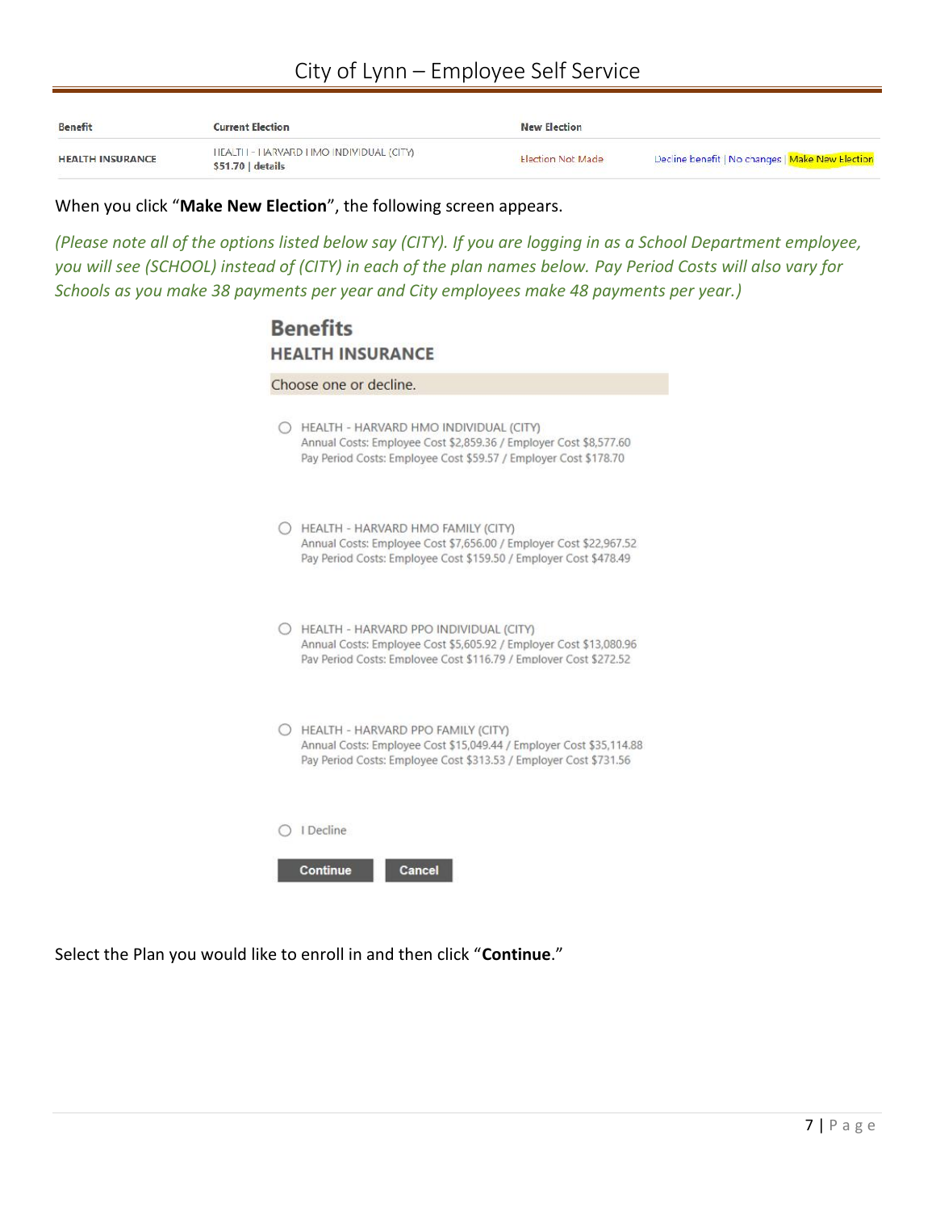| Benefit | Current Election | New Election | |
|---|---|---|---|
| HEALTH INSURANCE | HEALTH - HARVARD HMO INDIVIDUAL (CITY)<br>**$51.70 \| details** | Election Not Made | Decline benefit \| No changes \| Make New Election |

When you click "**Make New Election**", the following screen appears.

*(Please note all of the options listed below say (CITY). If you are logging in as a School Department employee, you will see (SCHOOL) instead of (CITY) in each of the plan names below. Pay Period Costs will also vary for Schools as you make 38 payments per year and City employees make 48 payments per year.)*

## Benefits

### HEALTH INSURANCE

Choose one or decline.

- ○ HEALTH - HARVARD HMO INDIVIDUAL (CITY)
  Annual Costs: Employee Cost $2,859.36 / Employer Cost $8,577.60
  Pay Period Costs: Employee Cost $59.57 / Employer Cost $178.70

- ○ HEALTH - HARVARD HMO FAMILY (CITY)
  Annual Costs: Employee Cost $7,656.00 / Employer Cost $22,967.52
  Pay Period Costs: Employee Cost $159.50 / Employer Cost $478.49

- ○ HEALTH - HARVARD PPO INDIVIDUAL (CITY)
  Annual Costs: Employee Cost $5,605.92 / Employer Cost $13,080.96
  Pay Period Costs: Employee Cost $116.79 / Employer Cost $272.52

- ○ HEALTH - HARVARD PPO FAMILY (CITY)
  Annual Costs: Employee Cost $15,049.44 / Employer Cost $35,114.88
  Pay Period Costs: Employee Cost $313.53 / Employer Cost $731.56

- ○ I Decline

**Continue** **Cancel**

Select the Plan you would like to enroll in and then click "**Continue**."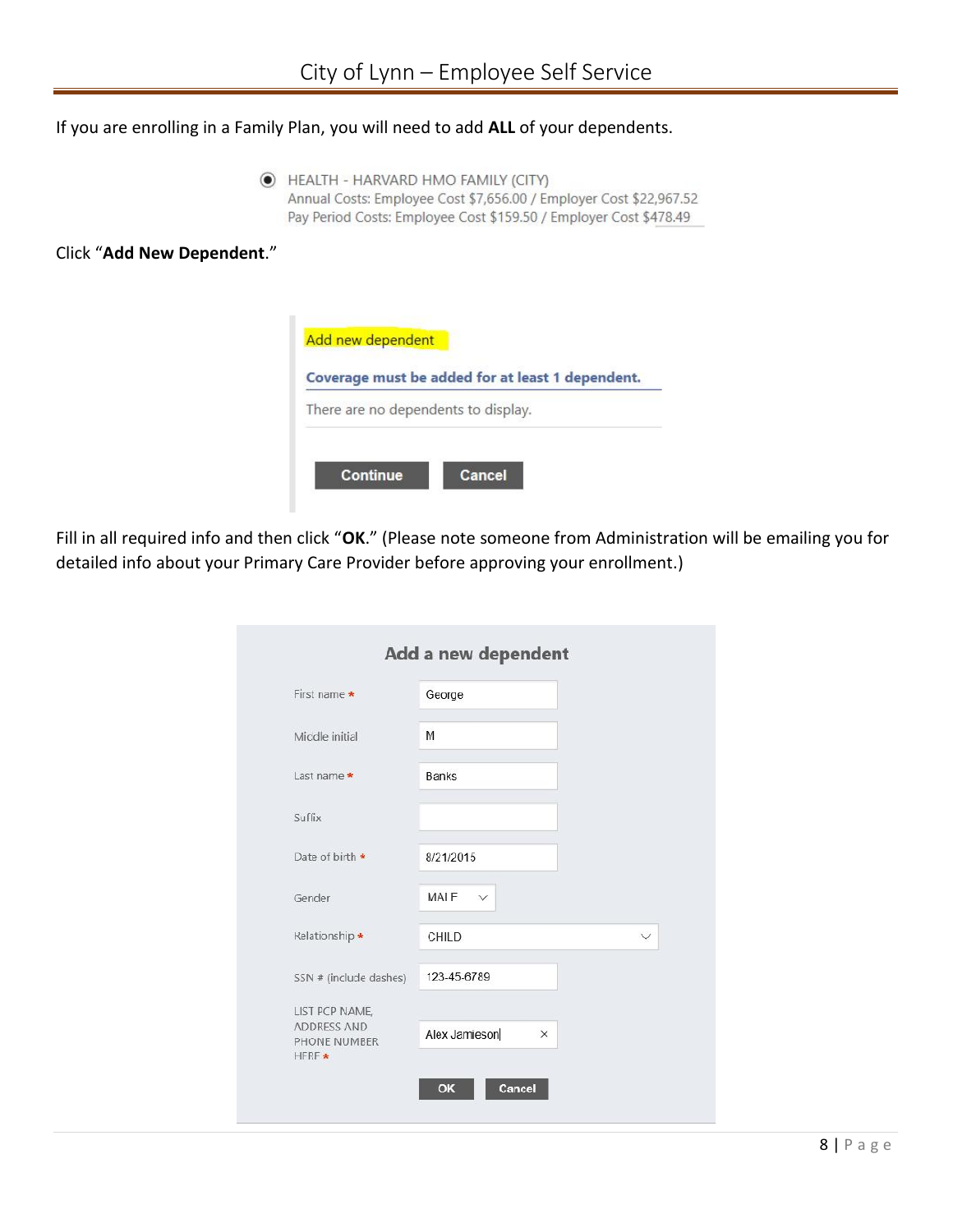If you are enrolling in a Family Plan, you will need to add **ALL** of your dependents.

◉ HEALTH - HARVARD HMO FAMILY (CITY)
Annual Costs: Employee Cost $7,656.00 / Employer Cost $22,967.52
Pay Period Costs: Employee Cost $159.50 / Employer Cost $478.49

Click "**Add New Dependent**."

Add new dependent

**Coverage must be added for at least 1 dependent.**

There are no dependents to display.

Continue | Cancel

Fill in all required info and then click "**OK**." (Please note someone from Administration will be emailing you for detailed info about your Primary Care Provider before approving your enrollment.)

**Add a new dependent**

| Field | Value |
| --- | --- |
| First name * | George |
| Middle initial | M |
| Last name * | Banks |
| Suffix | |
| Date of birth * | 8/21/2015 |
| Gender | MALE |
| Relationship * | CHILD |
| SSN # (include dashes) | 123-45-6789 |
| LIST PCP NAME, ADDRESS AND PHONE NUMBER HERE * | Alex Jamieson |

OK | Cancel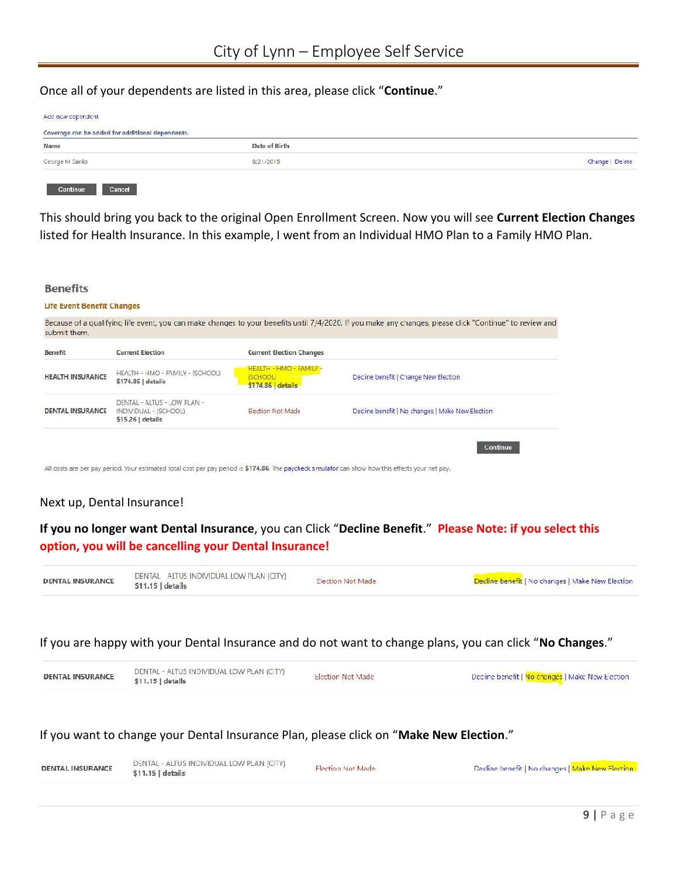Once all of your dependents are listed in this area, please click "**Continue**."

Add new dependent

Coverage can be added for additional dependents.

| Name | Date of Birth | |
|---|---|---|
| George M Banks | 8/21/2015 | Change \| Delete |

Continue | Cancel

This should bring you back to the original Open Enrollment Screen. Now you will see **Current Election Changes** listed for Health Insurance. In this example, I went from an Individual HMO Plan to a Family HMO Plan.

**Benefits**

**Life Event Benefit Changes**

Because of a qualifying life event, you can make changes to your benefits until 7/4/2020. If you make any changes, please click "Continue" to review and submit them.

| Benefit | Current Election | Current Election Changes | |
|---|---|---|---|
| HEALTH INSURANCE | HEALTH - HMO - FAMILY - (SCHOOL) $174.86 \| details | HEALTH - HMO - FAMILY - (SCHOOL) $174.86 \| details | Decline benefit \| Change New Election |
| DENTAL INSURANCE | DENTAL - ALTUS - LOW PLAN - INDIVIDUAL - (SCHOOL) $15.26 \| details | Election Not Made | Decline benefit \| No changes \| Make New Election |

Continue

All costs are per pay period. Your estimated total cost per pay period is $174.86. The paycheck simulator can show how this effects your net pay.

Next up, Dental Insurance!

**If you no longer want Dental Insurance**, you can Click "**Decline Benefit**." **Please Note: if you select this option, you will be cancelling your Dental Insurance!**

| | | | |
|---|---|---|---|
| DENTAL INSURANCE | DENTAL ALTUS INDIVIDUAL LOW PLAN (CITY) $11.15 \| details | Election Not Made | Decline benefit \| No changes \| Make New Election |

If you are happy with your Dental Insurance and do not want to change plans, you can click "**No Changes**."

| | | | |
|---|---|---|---|
| DENTAL INSURANCE | DENTAL - ALTUS INDIVIDUAL LOW PLAN (CITY) $11.15 \| details | Election Not Made | Decline benefit \| No changes \| Make New Election |

If you want to change your Dental Insurance Plan, please click on "**Make New Election**."

| | | | |
|---|---|---|---|
| DENTAL INSURANCE | DENTAL - ALTUS INDIVIDUAL LOW PLAN (CITY) $11.15 \| details | Election Not Made | Decline benefit \| No changes \| Make New Election |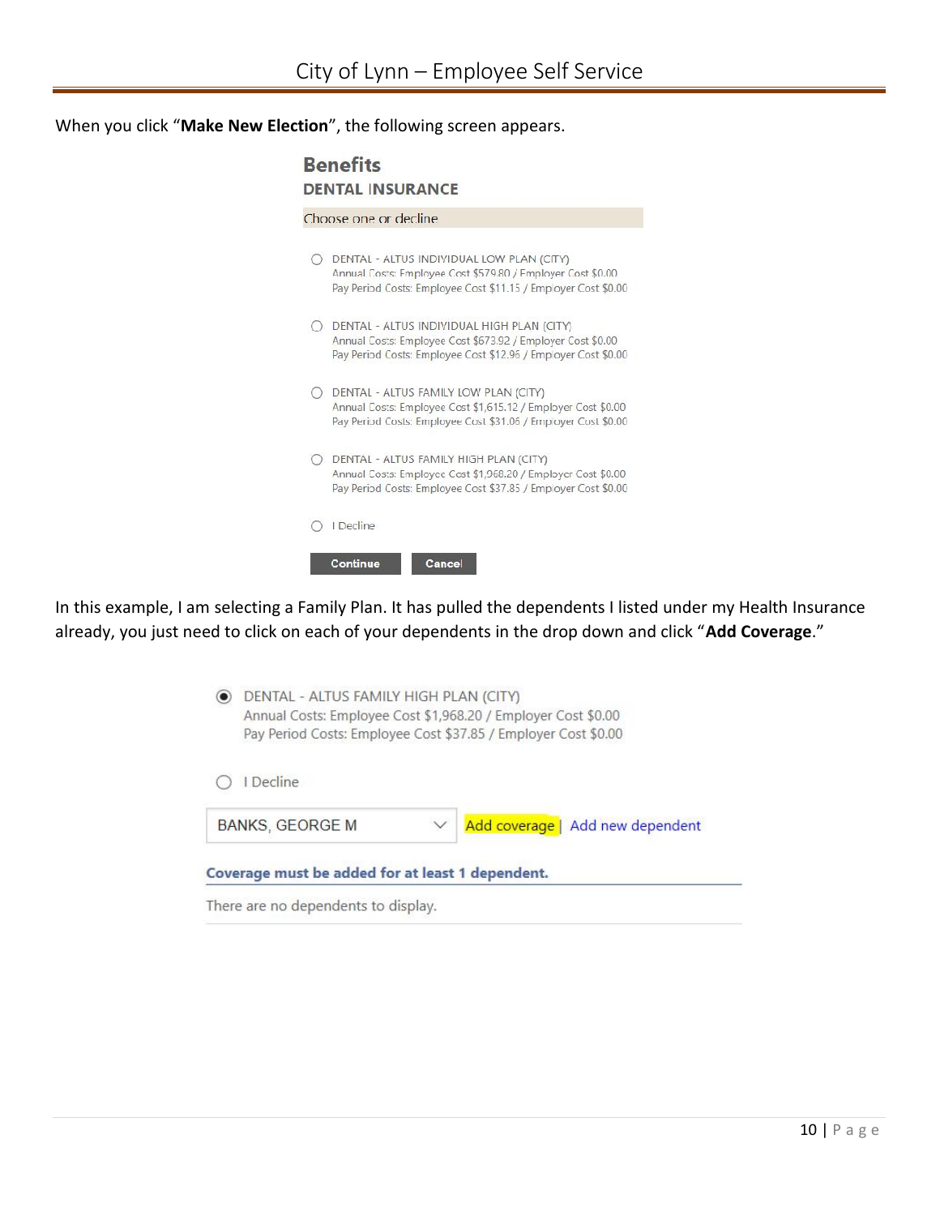When you click "**Make New Election**", the following screen appears.

**Benefits**

**DENTAL INSURANCE**

Choose one or decline

- DENTAL - ALTUS INDIVIDUAL LOW PLAN (CITY)
  Annual Costs: Employee Cost $579.80 / Employer Cost $0.00
  Pay Period Costs: Employee Cost $11.15 / Employer Cost $0.00
- DENTAL - ALTUS INDIVIDUAL HIGH PLAN (CITY)
  Annual Costs: Employee Cost $673.92 / Employer Cost $0.00
  Pay Period Costs: Employee Cost $12.96 / Employer Cost $0.00
- DENTAL - ALTUS FAMILY LOW PLAN (CITY)
  Annual Costs: Employee Cost $1,615.12 / Employer Cost $0.00
  Pay Period Costs: Employee Cost $31.06 / Employer Cost $0.00
- DENTAL - ALTUS FAMILY HIGH PLAN (CITY)
  Annual Costs: Employee Cost $1,968.20 / Employer Cost $0.00
  Pay Period Costs: Employee Cost $37.85 / Employer Cost $0.00
- I Decline

Continue | Cancel

In this example, I am selecting a Family Plan. It has pulled the dependents I listed under my Health Insurance already, you just need to click on each of your dependents in the drop down and click "**Add Coverage**."

- (selected) DENTAL - ALTUS FAMILY HIGH PLAN (CITY)
  Annual Costs: Employee Cost $1,968.20 / Employer Cost $0.00
  Pay Period Costs: Employee Cost $37.85 / Employer Cost $0.00
- I Decline

BANKS, GEORGE M | Add coverage | Add new dependent

**Coverage must be added for at least 1 dependent.**

There are no dependents to display.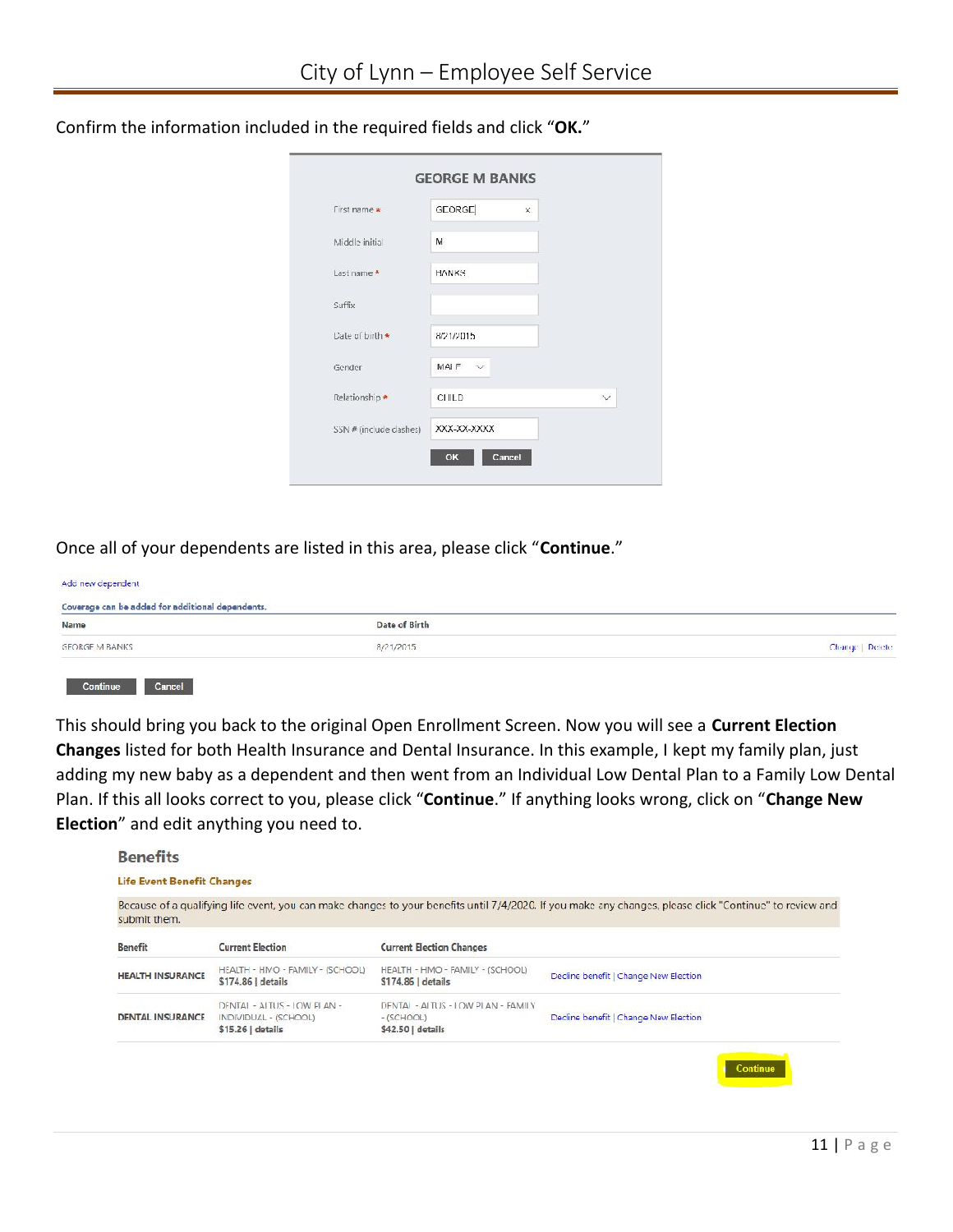Confirm the information included in the required fields and click "**OK.**"

**GEORGE M BANKS**

| Field | Value |
| --- | --- |
| First name * | GEORGE |
| Middle initial | M |
| Last name * | BANKS |
| Suffix | |
| Date of birth * | 8/21/2015 |
| Gender | MALE |
| Relationship * | CHILD |
| SSN # (include dashes) | XXX-XX-XXXX |

OK | Cancel

Once all of your dependents are listed in this area, please click "**Continue**."

Add new dependent

Coverage can be added for additional dependents.

| Name | Date of Birth | |
| --- | --- | --- |
| GEORGE M BANKS | 8/21/2015 | Change \| Delete |

Continue | Cancel

This should bring you back to the original Open Enrollment Screen. Now you will see a **Current Election Changes** listed for both Health Insurance and Dental Insurance. In this example, I kept my family plan, just adding my new baby as a dependent and then went from an Individual Low Dental Plan to a Family Low Dental Plan. If this all looks correct to you, please click "**Continue**." If anything looks wrong, click on "**Change New Election**" and edit anything you need to.

## Benefits

**Life Event Benefit Changes**

Because of a qualifying life event, you can make changes to your benefits until 7/4/2020. If you make any changes, please click "Continue" to review and submit them.

| Benefit | Current Election | Current Election Changes | |
| --- | --- | --- | --- |
| HEALTH INSURANCE | HEALTH - HMO - FAMILY - (SCHOOL) $174.86 \| details | HEALTH - HMO - FAMILY - (SCHOOL) $174.86 \| details | Decline benefit \| Change New Election |
| DENTAL INSURANCE | DENTAL - ALTUS - LOW PLAN - INDIVIDUAL - (SCHOOL) $15.26 \| details | DENTAL - ALTUS - LOW PLAN - FAMILY - (SCHOOL) $42.50 \| details | Decline benefit \| Change New Election |

Continue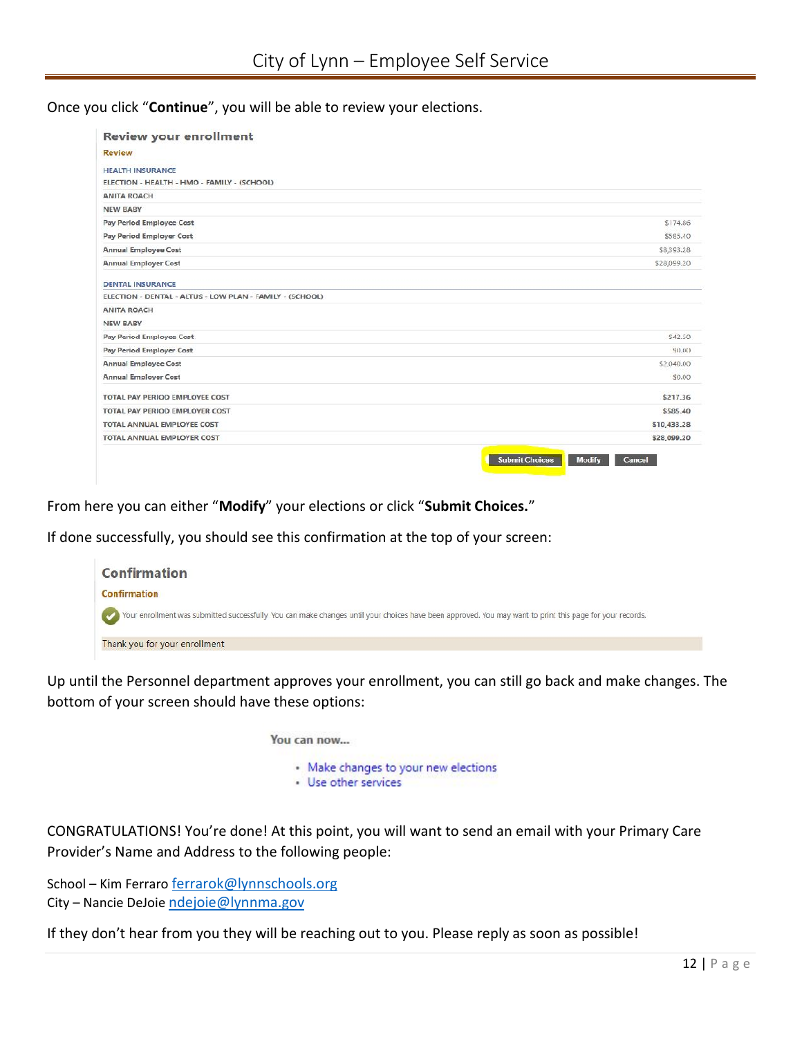Once you click “**Continue**”, you will be able to review your elections.

**Review your enrollment**

Review

HEALTH INSURANCE

ELECTION - HEALTH - HMO - FAMILY - (SCHOOL)

ANITA ROACH

NEW BABY

| | |
|---|---|
| Pay Period Employee Cost | $174.86 |
| Pay Period Employer Cost | $585.40 |
| Annual Employee Cost | $8,393.28 |
| Annual Employer Cost | $28,099.20 |

DENTAL INSURANCE

ELECTION - DENTAL - ALTUS - LOW PLAN - FAMILY - (SCHOOL)

ANITA ROACH

NEW BABY

| | |
|---|---|
| Pay Period Employee Cost | $42.50 |
| Pay Period Employer Cost | $0.00 |
| Annual Employee Cost | $2,040.00 |
| Annual Employer Cost | $0.00 |

| | |
|---|---|
| TOTAL PAY PERIOD EMPLOYEE COST | $217.36 |
| TOTAL PAY PERIOD EMPLOYER COST | $585.40 |
| TOTAL ANNUAL EMPLOYEE COST | $10,433.28 |
| TOTAL ANNUAL EMPLOYER COST | $28,099.20 |

Submit Choices | Modify | Cancel

From here you can either “**Modify**” your elections or click “**Submit Choices.**”

If done successfully, you should see this confirmation at the top of your screen:

**Confirmation**

Confirmation

Your enrollment was submitted successfully. You can make changes until your choices have been approved. You may want to print this page for your records.

Thank you for your enrollment

Up until the Personnel department approves your enrollment, you can still go back and make changes. The bottom of your screen should have these options:

You can now...

- Make changes to your new elections
- Use other services

CONGRATULATIONS! You’re done! At this point, you will want to send an email with your Primary Care Provider’s Name and Address to the following people:

School – Kim Ferraro ferrarok@lynnschools.org
City – Nancie DeJoie ndejoie@lynnma.gov

If they don’t hear from you they will be reaching out to you. Please reply as soon as possible!